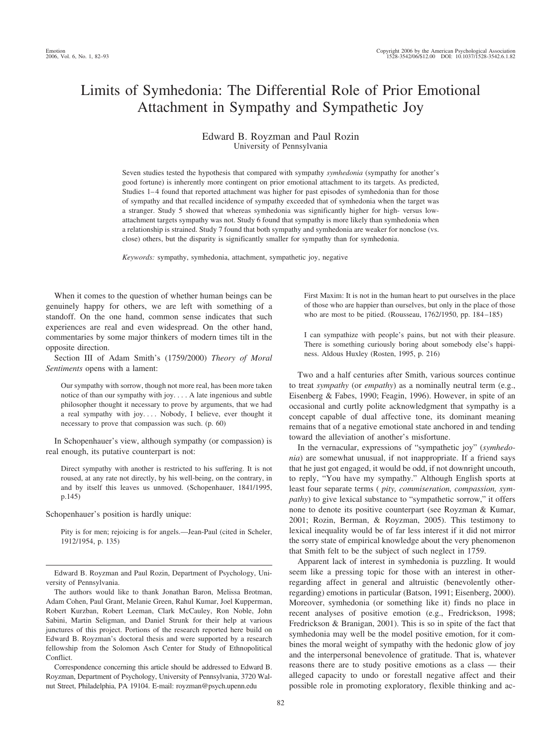# Limits of Symhedonia: The Differential Role of Prior Emotional Attachment in Sympathy and Sympathetic Joy

Edward B. Royzman and Paul Rozin
University of Pennsylvania

Seven studies tested the hypothesis that compared with sympathy *symhedonia* (sympathy for another's good fortune) is inherently more contingent on prior emotional attachment to its targets. As predicted, Studies 1–4 found that reported attachment was higher for past episodes of symhedonia than for those of sympathy and that recalled incidence of sympathy exceeded that of symhedonia when the target was a stranger. Study 5 showed that whereas symhedonia was significantly higher for high- versus low-attachment targets sympathy was not. Study 6 found that sympathy is more likely than symhedonia when a relationship is strained. Study 7 found that both sympathy and symhedonia are weaker for nonclose (vs. close) others, but the disparity is significantly smaller for sympathy than for symhedonia.

*Keywords:* sympathy, symhedonia, attachment, sympathetic joy, negative

When it comes to the question of whether human beings can be genuinely happy for others, we are left with something of a standoff. On the one hand, common sense indicates that such experiences are real and even widespread. On the other hand, commentaries by some major thinkers of modern times tilt in the opposite direction.

Section III of Adam Smith's (1759/2000) *Theory of Moral Sentiments* opens with a lament:

> Our sympathy with sorrow, though not more real, has been more taken notice of than our sympathy with joy. . . . A late ingenious and subtle philosopher thought it necessary to prove by arguments, that we had a real sympathy with joy. . . . Nobody, I believe, ever thought it necessary to prove that compassion was such. (p. 60)

In Schopenhauer's view, although sympathy (or compassion) is real enough, its putative counterpart is not:

> Direct sympathy with another is restricted to his suffering. It is not roused, at any rate not directly, by his well-being, on the contrary, in and by itself this leaves us unmoved. (Schopenhauer, 1841/1995, p.145)

Schopenhauer's position is hardly unique:

> Pity is for men; rejoicing is for angels.—Jean-Paul (cited in Scheler, 1912/1954, p. 135)

> First Maxim: It is not in the human heart to put ourselves in the place of those who are happier than ourselves, but only in the place of those who are most to be pitied. (Rousseau, 1762/1950, pp. 184–185)

> I can sympathize with people's pains, but not with their pleasure. There is something curiously boring about somebody else's happiness. Aldous Huxley (Rosten, 1995, p. 216)

Two and a half centuries after Smith, various sources continue to treat *sympathy* (or *empathy*) as a nominally neutral term (e.g., Eisenberg & Fabes, 1990; Feagin, 1996). However, in spite of an occasional and curtly polite acknowledgment that sympathy is a concept capable of dual affective tone, its dominant meaning remains that of a negative emotional state anchored in and tending toward the alleviation of another's misfortune.

In the vernacular, expressions of "sympathetic joy" (*symhedonia*) are somewhat unusual, if not inappropriate. If a friend says that he just got engaged, it would be odd, if not downright uncouth, to reply, "You have my sympathy." Although English sports at least four separate terms ( *pity, commiseration, compassion, sympathy*) to give lexical substance to "sympathetic sorrow," it offers none to denote its positive counterpart (see Royzman & Kumar, 2001; Rozin, Berman, & Royzman, 2005). This testimony to lexical inequality would be of far less interest if it did not mirror the sorry state of empirical knowledge about the very phenomenon that Smith felt to be the subject of such neglect in 1759.

Apparent lack of interest in symhedonia is puzzling. It would seem like a pressing topic for those with an interest in other-regarding affect in general and altruistic (benevolently other-regarding) emotions in particular (Batson, 1991; Eisenberg, 2000). Moreover, symhedonia (or something like it) finds no place in recent analyses of positive emotion (e.g., Fredrickson, 1998; Fredrickson & Branigan, 2001). This is so in spite of the fact that symhedonia may well be the model positive emotion, for it combines the moral weight of sympathy with the hedonic glow of joy and the interpersonal benevolence of gratitude. That is, whatever reasons there are to study positive emotions as a class — their alleged capacity to undo or forestall negative affect and their possible role in promoting exploratory, flexible thinking and ac-

---

Edward B. Royzman and Paul Rozin, Department of Psychology, University of Pennsylvania.

The authors would like to thank Jonathan Baron, Melissa Brotman, Adam Cohen, Paul Grant, Melanie Green, Rahul Kumar, Joel Kupperman, Robert Kurzban, Robert Leeman, Clark McCauley, Ron Noble, John Sabini, Martin Seligman, and Daniel Strunk for their help at various junctures of this project. Portions of the research reported here build on Edward B. Royzman's doctoral thesis and were supported by a research fellowship from the Solomon Asch Center for Study of Ethnopolitical Conflict.

Correspondence concerning this article should be addressed to Edward B. Royzman, Department of Psychology, University of Pennsylvania, 3720 Walnut Street, Philadelphia, PA 19104. E-mail: royzman@psych.upenn.edu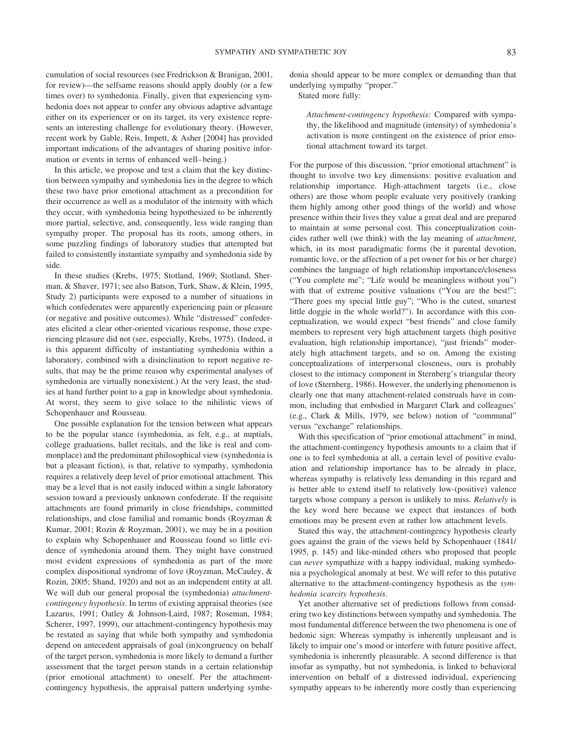cumulation of social resources (see Fredrickson & Branigan, 2001, for review)—the selfsame reasons should apply doubly (or a few times over) to symhedonia. Finally, given that experiencing symhedonia does not appear to confer any obvious adaptive advantage either on its experiencer or on its target, its very existence represents an interesting challenge for evolutionary theory. (However, recent work by Gable, Reis, Impett, & Asher [2004] has provided important indications of the advantages of sharing positive information or events in terms of enhanced well–being.)

In this article, we propose and test a claim that the key distinction between sympathy and symhedonia lies in the degree to which these two have prior emotional attachment as a precondition for their occurrence as well as a modulator of the intensity with which they occur, with symhedonia being hypothesized to be inherently more partial, selective, and, consequently, less wide ranging than sympathy proper. The proposal has its roots, among others, in some puzzling findings of laboratory studies that attempted but failed to consistently instantiate sympathy and symhedonia side by side.

In these studies (Krebs, 1975; Stotland, 1969; Stotland, Sherman, & Shaver, 1971; see also Batson, Turk, Shaw, & Klein, 1995, Study 2) participants were exposed to a number of situations in which confederates were apparently experiencing pain or pleasure (or negative and positive outcomes). While "distressed" confederates elicited a clear other-oriented vicarious response, those experiencing pleasure did not (see, especially, Krebs, 1975). (Indeed, it is this apparent difficulty of instantiating symhedonia within a laboratory, combined with a disinclination to report negative results, that may be the prime reason why experimental analyses of symhedonia are virtually nonexistent.) At the very least, the studies at hand further point to a gap in knowledge about symhedonia. At worst, they seem to give solace to the nihilistic views of Schopenhauer and Rousseau.

One possible explanation for the tension between what appears to be the popular stance (symhedonia, as felt, e.g., at nuptials, college graduations, ballet recitals, and the like is real and commonplace) and the predominant philosophical view (symhedonia is but a pleasant fiction), is that, relative to sympathy, symhedonia requires a relatively deep level of prior emotional attachment. This may be a level that is not easily induced within a single laboratory session toward a previously unknown confederate. If the requisite attachments are found primarily in close friendships, committed relationships, and close familial and romantic bonds (Royzman & Kumar, 2001; Rozin & Royzman, 2001), we may be in a position to explain why Schopenhauer and Rousseau found so little evidence of symhedonia around them. They might have construed most evident expressions of symhedonia as part of the more complex dispositional syndrome of love (Royzman, McCauley, & Rozin, 2005; Shand, 1920) and not as an independent entity at all. We will dub our general proposal the (symhedonia) *attachment-contingency hypothesis*. In terms of existing appraisal theories (see Lazarus, 1991; Oatley & Johnson-Laird, 1987; Roseman, 1984; Scherer, 1997, 1999), our attachment-contingency hypothesis may be restated as saying that while both sympathy and symhedonia depend on antecedent appraisals of goal (in)congruency on behalf of the target person, symhedonia is more likely to demand a further assessment that the target person stands in a certain relationship (prior emotional attachment) to oneself. Per the attachment-contingency hypothesis, the appraisal pattern underlying symhedonia should appear to be more complex or demanding than that underlying sympathy "proper."

Stated more fully:

> *Attachment-contingency hypothesis:* Compared with sympathy, the likelihood and magnitude (intensity) of symhedonia's activation is more contingent on the existence of prior emotional attachment toward its target.

For the purpose of this discussion, "prior emotional attachment" is thought to involve two key dimensions: positive evaluation and relationship importance. High-attachment targets (i.e., close others) are those whom people evaluate very positively (ranking them highly among other good things of the world) and whose presence within their lives they value a great deal and are prepared to maintain at some personal cost. This conceptualization coincides rather well (we think) with the lay meaning of *attachment*, which, in its most paradigmatic forms (be it parental devotion, romantic love, or the affection of a pet owner for his or her charge) combines the language of high relationship importance/closeness ("You complete me"; "Life would be meaningless without you") with that of extreme positive valuations ("You are the best!"; "There goes my special little guy"; "Who is the cutest, smartest little doggie in the whole world?"). In accordance with this conceptualization, we would expect "best friends" and close family members to represent very high attachment targets (high positive evaluation, high relationship importance), "just friends" moderately high attachment targets, and so on. Among the existing conceptualizations of interpersonal closeness, ours is probably closest to the intimacy component in Sternberg's triangular theory of love (Sternberg, 1986). However, the underlying phenomenon is clearly one that many attachment-related construals have in common, including that embodied in Margaret Clark and colleagues' (e.g., Clark & Mills, 1979, see below) notion of "communal" versus "exchange" relationships.

With this specification of "prior emotional attachment" in mind, the attachment-contingency hypothesis amounts to a claim that if one is to feel symhedonia at all, a certain level of positive evaluation and relationship importance has to be already in place, whereas sympathy is relatively less demanding in this regard and is better able to extend itself to relatively low-(positive) valence targets whose company a person is unlikely to miss. *Relatively* is the key word here because we expect that instances of both emotions may be present even at rather low attachment levels.

Stated this way, the attachment-contingency hypothesis clearly goes against the grain of the views held by Schopenhauer (1841/1995, p. 145) and like-minded others who proposed that people can *never* sympathize with a happy individual, making symhedonia a psychological anomaly at best. We will refer to this putative alternative to the attachment-contingency hypothesis as the *symhedonia scarcity hypothesis*.

Yet another alternative set of predictions follows from considering two key distinctions between sympathy and symhedonia. The most fundamental difference between the two phenomena is one of hedonic sign: Whereas sympathy is inherently unpleasant and is likely to impair one's mood or interfere with future positive affect, symhedonia is inherently pleasurable. A second difference is that insofar as sympathy, but not symhedonia, is linked to behavioral intervention on behalf of a distressed individual, experiencing sympathy appears to be inherently more costly than experiencing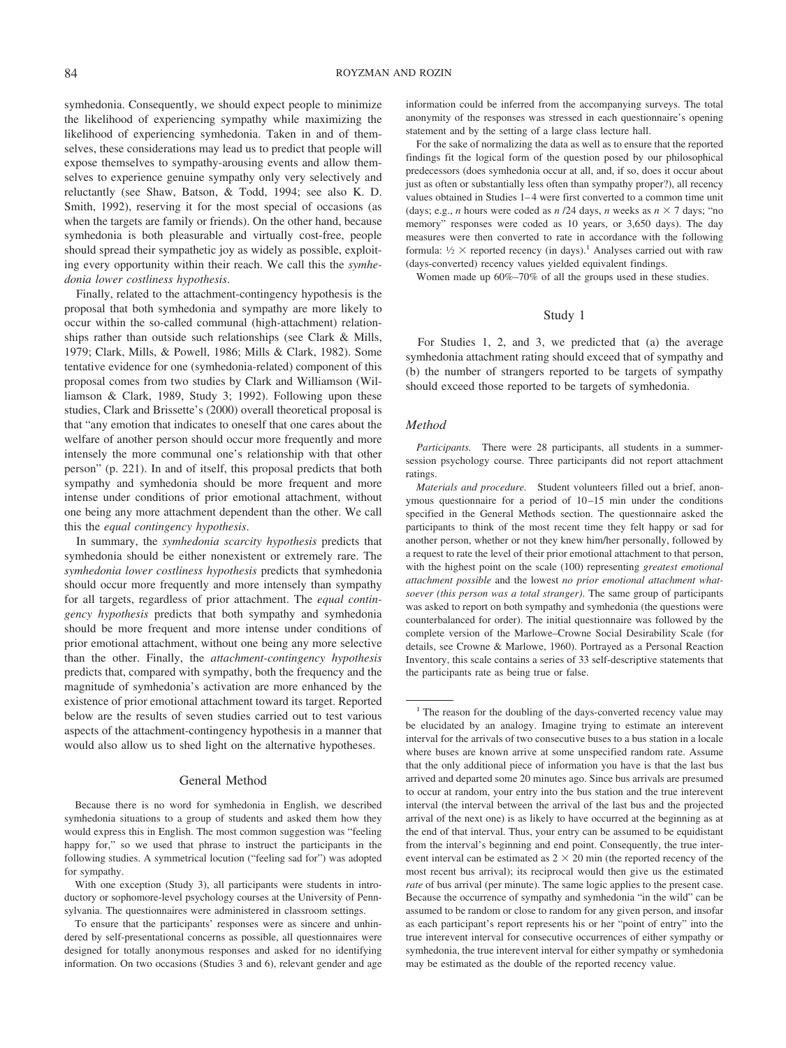symhedonia. Consequently, we should expect people to minimize the likelihood of experiencing sympathy while maximizing the likelihood of experiencing symhedonia. Taken in and of themselves, these considerations may lead us to predict that people will expose themselves to sympathy-arousing events and allow themselves to experience genuine sympathy only very selectively and reluctantly (see Shaw, Batson, & Todd, 1994; see also K. D. Smith, 1992), reserving it for the most special of occasions (as when the targets are family or friends). On the other hand, because symhedonia is both pleasurable and virtually cost-free, people should spread their sympathetic joy as widely as possible, exploiting every opportunity within their reach. We call this the *symhedonia lower costliness hypothesis*.

Finally, related to the attachment-contingency hypothesis is the proposal that both symhedonia and sympathy are more likely to occur within the so-called communal (high-attachment) relationships rather than outside such relationships (see Clark & Mills, 1979; Clark, Mills, & Powell, 1986; Mills & Clark, 1982). Some tentative evidence for one (symhedonia-related) component of this proposal comes from two studies by Clark and Williamson (Williamson & Clark, 1989, Study 3; 1992). Following upon these studies, Clark and Brissette's (2000) overall theoretical proposal is that "any emotion that indicates to oneself that one cares about the welfare of another person should occur more frequently and more intensely the more communal one's relationship with that other person" (p. 221). In and of itself, this proposal predicts that both sympathy and symhedonia should be more frequent and more intense under conditions of prior emotional attachment, without one being any more attachment dependent than the other. We call this the *equal contingency hypothesis*.

In summary, the *symhedonia scarcity hypothesis* predicts that symhedonia should be either nonexistent or extremely rare. The *symhedonia lower costliness hypothesis* predicts that symhedonia should occur more frequently and more intensely than sympathy for all targets, regardless of prior attachment. The *equal contingency hypothesis* predicts that both sympathy and symhedonia should be more frequent and more intense under conditions of prior emotional attachment, without one being any more selective than the other. Finally, the *attachment-contingency hypothesis* predicts that, compared with sympathy, both the frequency and the magnitude of symhedonia's activation are more enhanced by the existence of prior emotional attachment toward its target. Reported below are the results of seven studies carried out to test various aspects of the attachment-contingency hypothesis in a manner that would also allow us to shed light on the alternative hypotheses.

## General Method

Because there is no word for symhedonia in English, we described symhedonia situations to a group of students and asked them how they would express this in English. The most common suggestion was "feeling happy for," so we used that phrase to instruct the participants in the following studies. A symmetrical locution ("feeling sad for") was adopted for sympathy.

With one exception (Study 3), all participants were students in introductory or sophomore-level psychology courses at the University of Pennsylvania. The questionnaires were administered in classroom settings.

To ensure that the participants' responses were as sincere and unhindered by self-presentational concerns as possible, all questionnaires were designed for totally anonymous responses and asked for no identifying information. On two occasions (Studies 3 and 6), relevant gender and age information could be inferred from the accompanying surveys. The total anonymity of the responses was stressed in each questionnaire's opening statement and by the setting of a large class lecture hall.

For the sake of normalizing the data as well as to ensure that the reported findings fit the logical form of the question posed by our philosophical predecessors (does symhedonia occur at all, and, if so, does it occur about just as often or substantially less often than sympathy proper?), all recency values obtained in Studies 1–4 were first converted to a common time unit (days; e.g., *n* hours were coded as *n* /24 days, *n* weeks as *n* × 7 days; "no memory" responses were coded as 10 years, or 3,650 days). The day measures were then converted to rate in accordance with the following formula: ½ × reported recency (in days).[1] Analyses carried out with raw (days-converted) recency values yielded equivalent findings.

Women made up 60%–70% of all the groups used in these studies.

## Study 1

For Studies 1, 2, and 3, we predicted that (a) the average symhedonia attachment rating should exceed that of sympathy and (b) the number of strangers reported to be targets of sympathy should exceed those reported to be targets of symhedonia.

### Method

*Participants.* There were 28 participants, all students in a summer-session psychology course. Three participants did not report attachment ratings.

*Materials and procedure.* Student volunteers filled out a brief, anonymous questionnaire for a period of 10–15 min under the conditions specified in the General Methods section. The questionnaire asked the participants to think of the most recent time they felt happy or sad for another person, whether or not they knew him/her personally, followed by a request to rate the level of their prior emotional attachment to that person, with the highest point on the scale (100) representing *greatest emotional attachment possible* and the lowest *no prior emotional attachment whatsoever (this person was a total stranger)*. The same group of participants was asked to report on both sympathy and symhedonia (the questions were counterbalanced for order). The initial questionnaire was followed by the complete version of the Marlowe–Crowne Social Desirability Scale (for details, see Crowne & Marlowe, 1960). Portrayed as a Personal Reaction Inventory, this scale contains a series of 33 self-descriptive statements that the participants rate as being true or false.

---

[1] The reason for the doubling of the days-converted recency value may be elucidated by an analogy. Imagine trying to estimate an interevent interval for the arrivals of two consecutive buses to a bus station in a locale where buses are known arrive at some unspecified random rate. Assume that the only additional piece of information you have is that the last bus arrived and departed some 20 minutes ago. Since bus arrivals are presumed to occur at random, your entry into the bus station and the true interevent interval (the interval between the arrival of the last bus and the projected arrival of the next one) is as likely to have occurred at the beginning as at the end of that interval. Thus, your entry can be assumed to be equidistant from the interval's beginning and end point. Consequently, the true interevent interval can be estimated as 2 × 20 min (the reported recency of the most recent bus arrival); its reciprocal would then give us the estimated *rate* of bus arrival (per minute). The same logic applies to the present case. Because the occurrence of sympathy and symhedonia "in the wild" can be assumed to be random or close to random for any given person, and insofar as each participant's report represents his or her "point of entry" into the true interevent interval for consecutive occurrences of either sympathy or symhedonia, the true interevent interval for either sympathy or symhedonia may be estimated as the double of the reported recency value.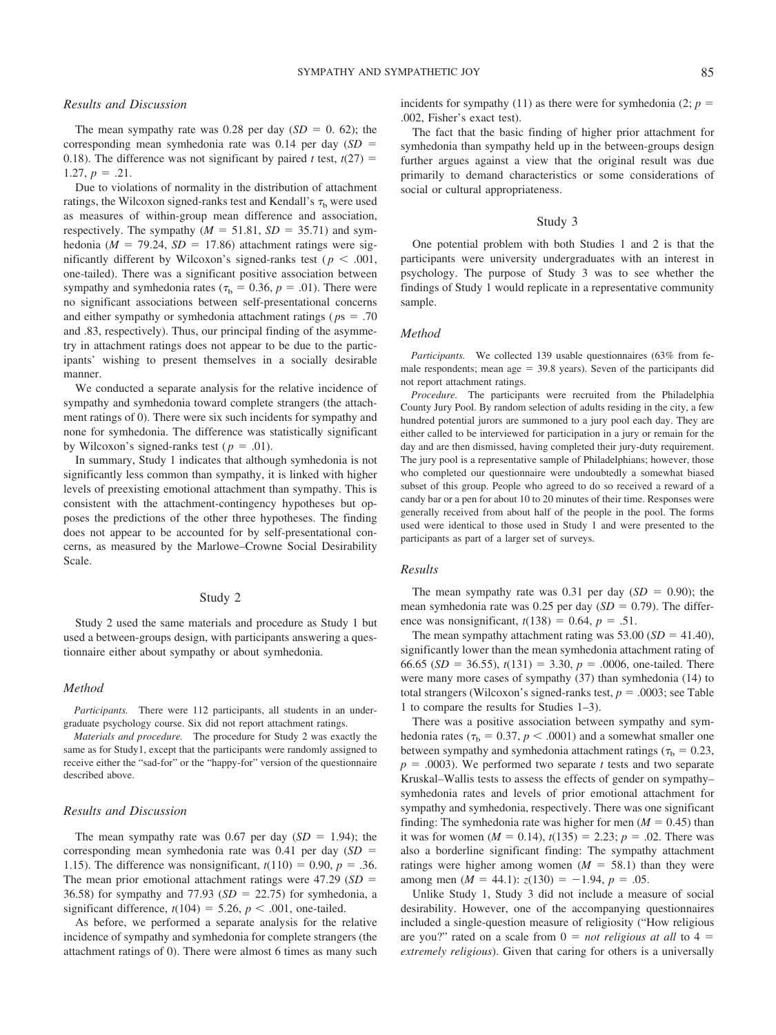### Results and Discussion

The mean sympathy rate was 0.28 per day ($SD$ = 0. 62); the corresponding mean symhedonia rate was 0.14 per day ($SD$ = 0.18). The difference was not significant by paired $t$ test, $t(27) = 1.27$, $p = .21$.

Due to violations of normality in the distribution of attachment ratings, the Wilcoxon signed-ranks test and Kendall's $\tau_b$ were used as measures of within-group mean difference and association, respectively. The sympathy ($M = 51.81$, $SD = 35.71$) and symhedonia ($M = 79.24$, $SD = 17.86$) attachment ratings were significantly different by Wilcoxon's signed-ranks test ($p < .001$, one-tailed). There was a significant positive association between sympathy and symhedonia rates ($\tau_b = 0.36$, $p = .01$). There were no significant associations between self-presentational concerns and either sympathy or symhedonia attachment ratings ($p$s = .70 and .83, respectively). Thus, our principal finding of the asymmetry in attachment ratings does not appear to be due to the participants' wishing to present themselves in a socially desirable manner.

We conducted a separate analysis for the relative incidence of sympathy and symhedonia toward complete strangers (the attachment ratings of 0). There were six such incidents for sympathy and none for symhedonia. The difference was statistically significant by Wilcoxon's signed-ranks test ($p = .01$).

In summary, Study 1 indicates that although symhedonia is not significantly less common than sympathy, it is linked with higher levels of preexisting emotional attachment than sympathy. This is consistent with the attachment-contingency hypotheses but opposes the predictions of the other three hypotheses. The finding does not appear to be accounted for by self-presentational concerns, as measured by the Marlowe–Crowne Social Desirability Scale.

## Study 2

Study 2 used the same materials and procedure as Study 1 but used a between-groups design, with participants answering a questionnaire either about sympathy or about symhedonia.

### Method

*Participants.* There were 112 participants, all students in an undergraduate psychology course. Six did not report attachment ratings.

*Materials and procedure.* The procedure for Study 2 was exactly the same as for Study1, except that the participants were randomly assigned to receive either the "sad-for" or the "happy-for" version of the questionnaire described above.

### Results and Discussion

The mean sympathy rate was 0.67 per day ($SD$ = 1.94); the corresponding mean symhedonia rate was 0.41 per day ($SD$ = 1.15). The difference was nonsignificant, $t(110) = 0.90$, $p = .36$. The mean prior emotional attachment ratings were 47.29 ($SD$ = 36.58) for sympathy and 77.93 ($SD$ = 22.75) for symhedonia, a significant difference, $t(104) = 5.26$, $p < .001$, one-tailed.

As before, we performed a separate analysis for the relative incidence of sympathy and symhedonia for complete strangers (the attachment ratings of 0). There were almost 6 times as many such incidents for sympathy (11) as there were for symhedonia (2; $p$ = .002, Fisher's exact test).

The fact that the basic finding of higher prior attachment for symhedonia than sympathy held up in the between-groups design further argues against a view that the original result was due primarily to demand characteristics or some considerations of social or cultural appropriateness.

## Study 3

One potential problem with both Studies 1 and 2 is that the participants were university undergraduates with an interest in psychology. The purpose of Study 3 was to see whether the findings of Study 1 would replicate in a representative community sample.

### Method

*Participants.* We collected 139 usable questionnaires (63% from female respondents; mean age = 39.8 years). Seven of the participants did not report attachment ratings.

*Procedure.* The participants were recruited from the Philadelphia County Jury Pool. By random selection of adults residing in the city, a few hundred potential jurors are summoned to a jury pool each day. They are either called to be interviewed for participation in a jury or remain for the day and are then dismissed, having completed their jury-duty requirement. The jury pool is a representative sample of Philadelphians; however, those who completed our questionnaire were undoubtedly a somewhat biased subset of this group. People who agreed to do so received a reward of a candy bar or a pen for about 10 to 20 minutes of their time. Responses were generally received from about half of the people in the pool. The forms used were identical to those used in Study 1 and were presented to the participants as part of a larger set of surveys.

### Results

The mean sympathy rate was 0.31 per day ($SD$ = 0.90); the mean symhedonia rate was 0.25 per day ($SD$ = 0.79). The difference was nonsignificant, $t(138) = 0.64$, $p = .51$.

The mean sympathy attachment rating was 53.00 ($SD$ = 41.40), significantly lower than the mean symhedonia attachment rating of 66.65 ($SD$ = 36.55), $t(131) = 3.30$, $p = .0006$, one-tailed. There were many more cases of sympathy (37) than symhedonia (14) to total strangers (Wilcoxon's signed-ranks test, $p = .0003$; see Table 1 to compare the results for Studies 1–3).

There was a positive association between sympathy and symhedonia rates ($\tau_b = 0.37$, $p < .0001$) and a somewhat smaller one between sympathy and symhedonia attachment ratings ($\tau_b = 0.23$, $p = .0003$). We performed two separate $t$ tests and two separate Kruskal–Wallis tests to assess the effects of gender on sympathy–symhedonia rates and levels of prior emotional attachment for sympathy and symhedonia, respectively. There was one significant finding: The symhedonia rate was higher for men ($M = 0.45$) than it was for women ($M = 0.14$), $t(135) = 2.23$; $p = .02$. There was also a borderline significant finding: The sympathy attachment ratings were higher among women ($M = 58.1$) than they were among men ($M = 44.1$): $z(130) = -1.94$, $p = .05$.

Unlike Study 1, Study 3 did not include a measure of social desirability. However, one of the accompanying questionnaires included a single-question measure of religiosity ("How religious are you?" rated on a scale from 0 = *not religious at all* to 4 = *extremely religious*). Given that caring for others is a universally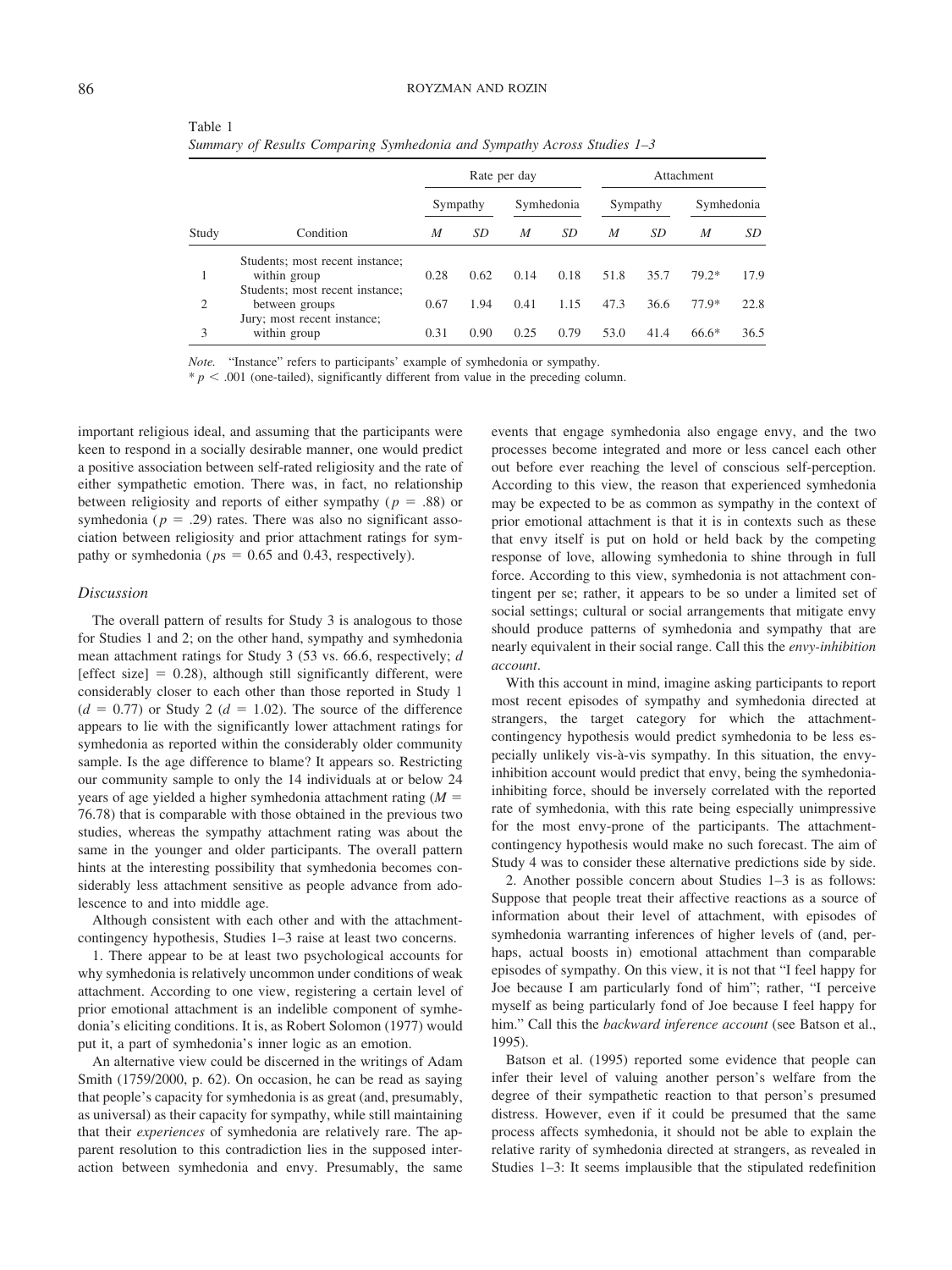Table 1
*Summary of Results Comparing Symhedonia and Sympathy Across Studies 1–3*

| | | Rate per day | | | | Attachment | | | |
|---|---|---|---|---|---|---|---|---|---|
| | | Sympathy | | Symhedonia | | Sympathy | | Symhedonia | |
| Study | Condition | *M* | *SD* | *M* | *SD* | *M* | *SD* | *M* | *SD* |
| 1 | Students; most recent instance; within group | 0.28 | 0.62 | 0.14 | 0.18 | 51.8 | 35.7 | 79.2* | 17.9 |
| 2 | Students; most recent instance; between groups | 0.67 | 1.94 | 0.41 | 1.15 | 47.3 | 36.6 | 77.9* | 22.8 |
| 3 | Jury; most recent instance; within group | 0.31 | 0.90 | 0.25 | 0.79 | 53.0 | 41.4 | 66.6* | 36.5 |

*Note.* "Instance" refers to participants' example of symhedonia or sympathy.
* $p < .001$ (one-tailed), significantly different from value in the preceding column.

important religious ideal, and assuming that the participants were keen to respond in a socially desirable manner, one would predict a positive association between self-rated religiosity and the rate of either sympathetic emotion. There was, in fact, no relationship between religiosity and reports of either sympathy ($p = .88$) or symhedonia ($p = .29$) rates. There was also no significant association between religiosity and prior attachment ratings for sympathy or symhedonia ($ps = 0.65$ and $0.43$, respectively).

### Discussion

The overall pattern of results for Study 3 is analogous to those for Studies 1 and 2; on the other hand, sympathy and symhedonia mean attachment ratings for Study 3 (53 vs. 66.6, respectively; $d$ [effect size] $= 0.28$), although still significantly different, were considerably closer to each other than those reported in Study 1 ($d = 0.77$) or Study 2 ($d = 1.02$). The source of the difference appears to lie with the significantly lower attachment ratings for symhedonia as reported within the considerably older community sample. Is the age difference to blame? It appears so. Restricting our community sample to only the 14 individuals at or below 24 years of age yielded a higher symhedonia attachment rating ($M = 76.78$) that is comparable with those obtained in the previous two studies, whereas the sympathy attachment rating was about the same in the younger and older participants. The overall pattern hints at the interesting possibility that symhedonia becomes considerably less attachment sensitive as people advance from adolescence to and into middle age.

Although consistent with each other and with the attachment-contingency hypothesis, Studies 1–3 raise at least two concerns.

1. There appear to be at least two psychological accounts for why symhedonia is relatively uncommon under conditions of weak attachment. According to one view, registering a certain level of prior emotional attachment is an indelible component of symhedonia's eliciting conditions. It is, as Robert Solomon (1977) would put it, a part of symhedonia's inner logic as an emotion.

An alternative view could be discerned in the writings of Adam Smith (1759/2000, p. 62). On occasion, he can be read as saying that people's capacity for symhedonia is as great (and, presumably, as universal) as their capacity for sympathy, while still maintaining that their *experiences* of symhedonia are relatively rare. The apparent resolution to this contradiction lies in the supposed interaction between symhedonia and envy. Presumably, the same events that engage symhedonia also engage envy, and the two processes become integrated and more or less cancel each other out before ever reaching the level of conscious self-perception. According to this view, the reason that experienced symhedonia may be expected to be as common as sympathy in the context of prior emotional attachment is that it is in contexts such as these that envy itself is put on hold or held back by the competing response of love, allowing symhedonia to shine through in full force. According to this view, symhedonia is not attachment contingent per se; rather, it appears to be so under a limited set of social settings; cultural or social arrangements that mitigate envy should produce patterns of symhedonia and sympathy that are nearly equivalent in their social range. Call this the *envy-inhibition account*.

With this account in mind, imagine asking participants to report most recent episodes of sympathy and symhedonia directed at strangers, the target category for which the attachment-contingency hypothesis would predict symhedonia to be less especially unlikely vis-à-vis sympathy. In this situation, the envy-inhibition account would predict that envy, being the symhedonia-inhibiting force, should be inversely correlated with the reported rate of symhedonia, with this rate being especially unimpressive for the most envy-prone of the participants. The attachment-contingency hypothesis would make no such forecast. The aim of Study 4 was to consider these alternative predictions side by side.

2. Another possible concern about Studies 1–3 is as follows: Suppose that people treat their affective reactions as a source of information about their level of attachment, with episodes of symhedonia warranting inferences of higher levels of (and, perhaps, actual boosts in) emotional attachment than comparable episodes of sympathy. On this view, it is not that "I feel happy for Joe because I am particularly fond of him"; rather, "I perceive myself as being particularly fond of Joe because I feel happy for him." Call this the *backward inference account* (see Batson et al., 1995).

Batson et al. (1995) reported some evidence that people can infer their level of valuing another person's welfare from the degree of their sympathetic reaction to that person's presumed distress. However, even if it could be presumed that the same process affects symhedonia, it should not be able to explain the relative rarity of symhedonia directed at strangers, as revealed in Studies 1–3: It seems implausible that the stipulated redefinition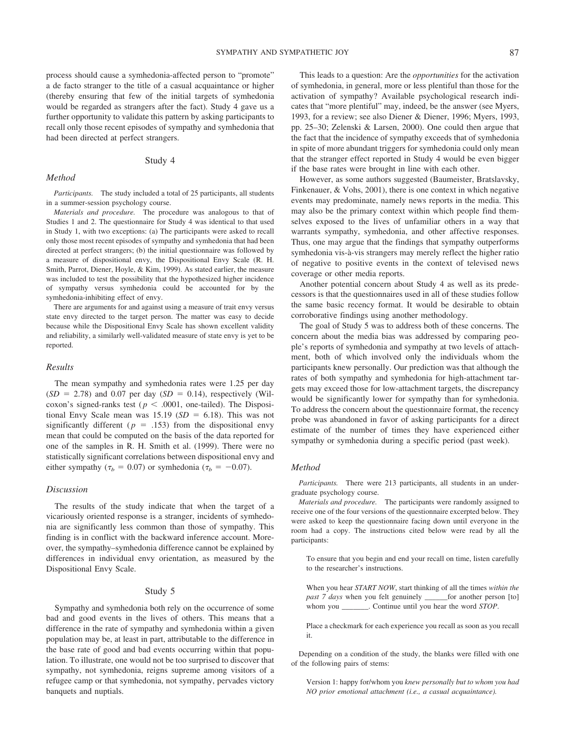process should cause a symhedonia-affected person to "promote" a de facto stranger to the title of a casual acquaintance or higher (thereby ensuring that few of the initial targets of symhedonia would be regarded as strangers after the fact). Study 4 gave us a further opportunity to validate this pattern by asking participants to recall only those recent episodes of sympathy and symhedonia that had been directed at perfect strangers.

## Study 4

### Method

*Participants.* The study included a total of 25 participants, all students in a summer-session psychology course.

*Materials and procedure.* The procedure was analogous to that of Studies 1 and 2. The questionnaire for Study 4 was identical to that used in Study 1, with two exceptions: (a) The participants were asked to recall only those most recent episodes of sympathy and symhedonia that had been directed at perfect strangers; (b) the initial questionnaire was followed by a measure of dispositional envy, the Dispositional Envy Scale (R. H. Smith, Parrot, Diener, Hoyle, & Kim, 1999). As stated earlier, the measure was included to test the possibility that the hypothesized higher incidence of sympathy versus symhedonia could be accounted for by the symhedonia-inhibiting effect of envy.

There are arguments for and against using a measure of trait envy versus state envy directed to the target person. The matter was easy to decide because while the Dispositional Envy Scale has shown excellent validity and reliability, a similarly well-validated measure of state envy is yet to be reported.

### Results

The mean sympathy and symhedonia rates were 1.25 per day ($SD$ = 2.78) and 0.07 per day ($SD$ = 0.14), respectively (Wilcoxon's signed-ranks test ($p < .0001$, one-tailed). The Dispositional Envy Scale mean was 15.19 ($SD$ = 6.18). This was not significantly different ($p = .153$) from the dispositional envy mean that could be computed on the basis of the data reported for one of the samples in R. H. Smith et al. (1999). There were no statistically significant correlations between dispositional envy and either sympathy ($\tau_b = 0.07$) or symhedonia ($\tau_b = -0.07$).

### Discussion

The results of the study indicate that when the target of a vicariously oriented response is a stranger, incidents of symhedonia are significantly less common than those of sympathy. This finding is in conflict with the backward inference account. Moreover, the sympathy–symhedonia difference cannot be explained by differences in individual envy orientation, as measured by the Dispositional Envy Scale.

## Study 5

Sympathy and symhedonia both rely on the occurrence of some bad and good events in the lives of others. This means that a difference in the rate of sympathy and symhedonia within a given population may be, at least in part, attributable to the difference in the base rate of good and bad events occurring within that population. To illustrate, one would not be too surprised to discover that sympathy, not symhedonia, reigns supreme among visitors of a refugee camp or that symhedonia, not sympathy, pervades victory banquets and nuptials.

This leads to a question: Are the *opportunities* for the activation of symhedonia, in general, more or less plentiful than those for the activation of sympathy? Available psychological research indicates that "more plentiful" may, indeed, be the answer (see Myers, 1993, for a review; see also Diener & Diener, 1996; Myers, 1993, pp. 25–30; Zelenski & Larsen, 2000). One could then argue that the fact that the incidence of sympathy exceeds that of symhedonia in spite of more abundant triggers for symhedonia could only mean that the stranger effect reported in Study 4 would be even bigger if the base rates were brought in line with each other.

However, as some authors suggested (Baumeister, Bratslavsky, Finkenauer, & Vohs, 2001), there is one context in which negative events may predominate, namely news reports in the media. This may also be the primary context within which people find themselves exposed to the lives of unfamiliar others in a way that warrants sympathy, symhedonia, and other affective responses. Thus, one may argue that the findings that sympathy outperforms symhedonia vis-à-vis strangers may merely reflect the higher ratio of negative to positive events in the context of televised news coverage or other media reports.

Another potential concern about Study 4 as well as its predecessors is that the questionnaires used in all of these studies follow the same basic recency format. It would be desirable to obtain corroborative findings using another methodology.

The goal of Study 5 was to address both of these concerns. The concern about the media bias was addressed by comparing people's reports of symhedonia and sympathy at two levels of attachment, both of which involved only the individuals whom the participants knew personally. Our prediction was that although the rates of both sympathy and symhedonia for high-attachment targets may exceed those for low-attachment targets, the discrepancy would be significantly lower for sympathy than for symhedonia. To address the concern about the questionnaire format, the recency probe was abandoned in favor of asking participants for a direct estimate of the number of times they have experienced either sympathy or symhedonia during a specific period (past week).

### Method

*Participants.* There were 213 participants, all students in an undergraduate psychology course.

*Materials and procedure.* The participants were randomly assigned to receive one of the four versions of the questionnaire excerpted below. They were asked to keep the questionnaire facing down until everyone in the room had a copy. The instructions cited below were read by all the participants:

> To ensure that you begin and end your recall on time, listen carefully to the researcher's instructions.
>
> When you hear *START NOW*, start thinking of all the times *within the past 7 days* when you felt genuinely ______for another person [to] whom you _______. Continue until you hear the word *STOP*.
>
> Place a checkmark for each experience you recall as soon as you recall it.

Depending on a condition of the study, the blanks were filled with one of the following pairs of stems:

> Version 1: happy for/whom you *knew personally but to whom you had NO prior emotional attachment (i.e., a casual acquaintance).*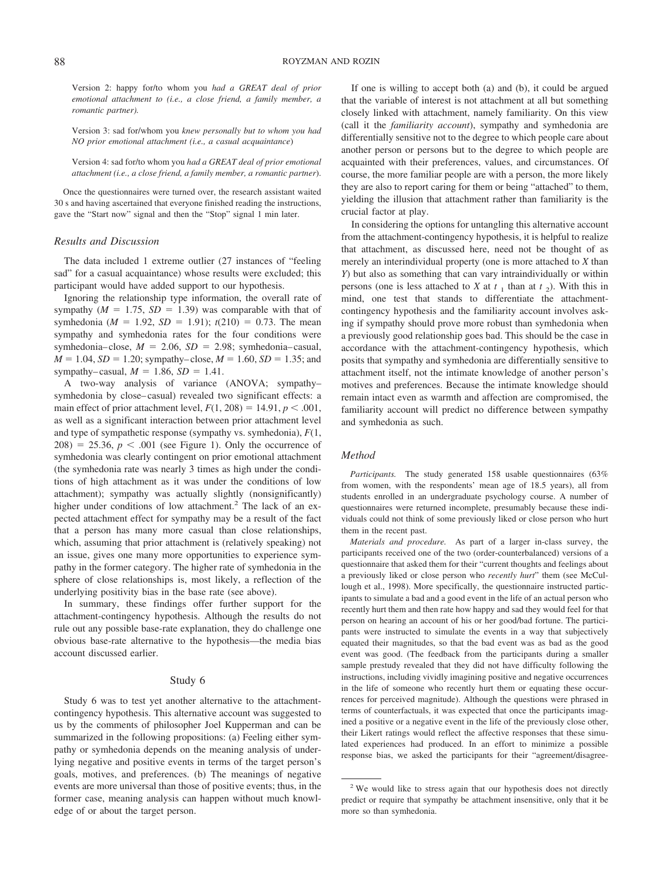Version 2: happy for/to whom you *had a GREAT deal of prior emotional attachment to (i.e., a close friend, a family member, a romantic partner).*

Version 3: sad for/whom you *knew personally but to whom you had NO prior emotional attachment (i.e., a casual acquaintance)*

Version 4: sad for/to whom you *had a GREAT deal of prior emotional attachment (i.e., a close friend, a family member, a romantic partner).*

Once the questionnaires were turned over, the research assistant waited 30 s and having ascertained that everyone finished reading the instructions, gave the "Start now" signal and then the "Stop" signal 1 min later.

### Results and Discussion

The data included 1 extreme outlier (27 instances of "feeling sad" for a casual acquaintance) whose results were excluded; this participant would have added support to our hypothesis.

Ignoring the relationship type information, the overall rate of sympathy ($M = 1.75$, $SD = 1.39$) was comparable with that of symhedonia ($M = 1.92$, $SD = 1.91$); $t(210) = 0.73$. The mean sympathy and symhedonia rates for the four conditions were symhedonia–close, $M = 2.06$, $SD = 2.98$; symhedonia–casual, $M = 1.04$, $SD = 1.20$; sympathy–close, $M = 1.60$, $SD = 1.35$; and sympathy–casual, $M = 1.86$, $SD = 1.41$.

A two-way analysis of variance (ANOVA; sympathy–symhedonia by close–casual) revealed two significant effects: a main effect of prior attachment level, $F(1, 208) = 14.91$, $p < .001$, as well as a significant interaction between prior attachment level and type of sympathetic response (sympathy vs. symhedonia), $F(1, 208) = 25.36$, $p < .001$ (see Figure 1). Only the occurrence of symhedonia was clearly contingent on prior emotional attachment (the symhedonia rate was nearly 3 times as high under the conditions of high attachment as it was under the conditions of low attachment); sympathy was actually slightly (nonsignificantly) higher under conditions of low attachment.[2] The lack of an expected attachment effect for sympathy may be a result of the fact that a person has many more casual than close relationships, which, assuming that prior attachment is (relatively speaking) not an issue, gives one many more opportunities to experience sympathy in the former category. The higher rate of symhedonia in the sphere of close relationships is, most likely, a reflection of the underlying positivity bias in the base rate (see above).

In summary, these findings offer further support for the attachment-contingency hypothesis. Although the results do not rule out any possible base-rate explanation, they do challenge one obvious base-rate alternative to the hypothesis—the media bias account discussed earlier.

## Study 6

Study 6 was to test yet another alternative to the attachment-contingency hypothesis. This alternative account was suggested to us by the comments of philosopher Joel Kupperman and can be summarized in the following propositions: (a) Feeling either sympathy or symhedonia depends on the meaning analysis of underlying negative and positive events in terms of the target person's goals, motives, and preferences. (b) The meanings of negative events are more universal than those of positive events; thus, in the former case, meaning analysis can happen without much knowledge of or about the target person.

If one is willing to accept both (a) and (b), it could be argued that the variable of interest is not attachment at all but something closely linked with attachment, namely familiarity. On this view (call it the *familiarity account*), sympathy and symhedonia are differentially sensitive not to the degree to which people care about another person or persons but to the degree to which people are acquainted with their preferences, values, and circumstances. Of course, the more familiar people are with a person, the more likely they are also to report caring for them or being "attached" to them, yielding the illusion that attachment rather than familiarity is the crucial factor at play.

In considering the options for untangling this alternative account from the attachment-contingency hypothesis, it is helpful to realize that attachment, as discussed here, need not be thought of as merely an interindividual property (one is more attached to *X* than *Y*) but also as something that can vary intraindividually or within persons (one is less attached to *X* at $t_1$ than at $t_2$). With this in mind, one test that stands to differentiate the attachment-contingency hypothesis and the familiarity account involves asking if sympathy should prove more robust than symhedonia when a previously good relationship goes bad. This should be the case in accordance with the attachment-contingency hypothesis, which posits that sympathy and symhedonia are differentially sensitive to attachment itself, not the intimate knowledge of another person's motives and preferences. Because the intimate knowledge should remain intact even as warmth and affection are compromised, the familiarity account will predict no difference between sympathy and symhedonia as such.

### Method

*Participants.* The study generated 158 usable questionnaires (63% from women, with the respondents' mean age of 18.5 years), all from students enrolled in an undergraduate psychology course. A number of questionnaires were returned incomplete, presumably because these individuals could not think of some previously liked or close person who hurt them in the recent past.

*Materials and procedure.* As part of a larger in-class survey, the participants received one of the two (order-counterbalanced) versions of a questionnaire that asked them for their "current thoughts and feelings about a previously liked or close person who *recently hurt*" them (see McCullough et al., 1998). More specifically, the questionnaire instructed participants to simulate a bad and a good event in the life of an actual person who recently hurt them and then rate how happy and sad they would feel for that person on hearing an account of his or her good/bad fortune. The participants were instructed to simulate the events in a way that subjectively equated their magnitudes, so that the bad event was as bad as the good event was good. (The feedback from the participants during a smaller sample prestudy revealed that they did not have difficulty following the instructions, including vividly imagining positive and negative occurrences in the life of someone who recently hurt them or equating these occurrences for perceived magnitude). Although the questions were phrased in terms of counterfactuals, it was expected that once the participants imagined a positive or a negative event in the life of the previously close other, their Likert ratings would reflect the affective responses that these simulated experiences had produced. In an effort to minimize a possible response bias, we asked the participants for their "agreement/disagree-

[2] We would like to stress again that our hypothesis does not directly predict or require that sympathy be attachment insensitive, only that it be more so than symhedonia.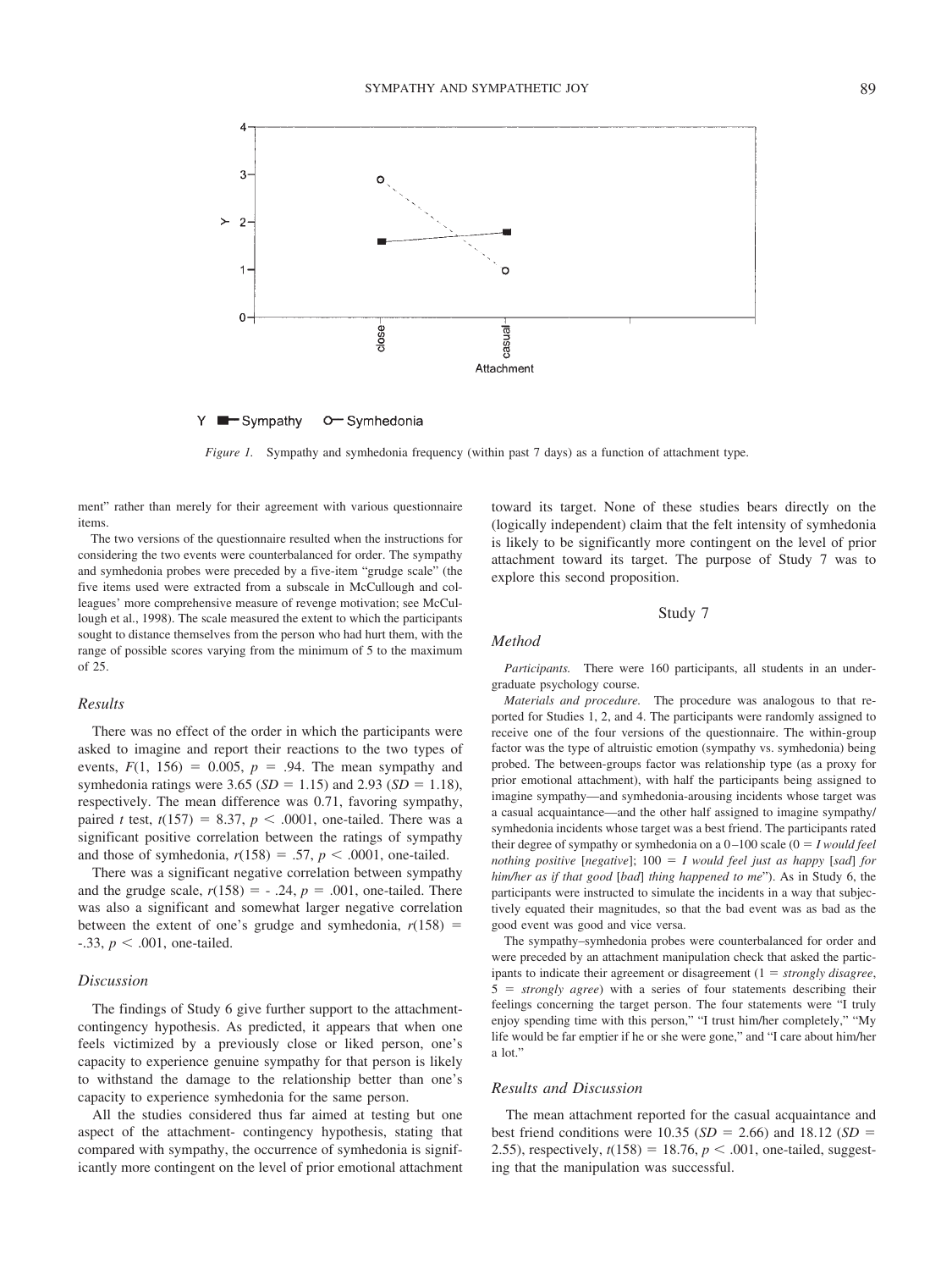4

3

Y 2

1

0

close

casual

Attachment

Y ■ Sympathy ○ Symhedonia

*Figure 1.* Sympathy and symhedonia frequency (within past 7 days) as a function of attachment type.

ment" rather than merely for their agreement with various questionnaire items.

The two versions of the questionnaire resulted when the instructions for considering the two events were counterbalanced for order. The sympathy and symhedonia probes were preceded by a five-item "grudge scale" (the five items used were extracted from a subscale in McCullough and colleagues' more comprehensive measure of revenge motivation; see McCullough et al., 1998). The scale measured the extent to which the participants sought to distance themselves from the person who had hurt them, with the range of possible scores varying from the minimum of 5 to the maximum of 25.

### Results

There was no effect of the order in which the participants were asked to imagine and report their reactions to the two types of events, $F(1, 156) = 0.005$, $p = .94$. The mean sympathy and symhedonia ratings were 3.65 ($SD = 1.15$) and 2.93 ($SD = 1.18$), respectively. The mean difference was 0.71, favoring sympathy, paired *t* test, $t(157) = 8.37$, $p < .0001$, one-tailed. There was a significant positive correlation between the ratings of sympathy and those of symhedonia, $r(158) = .57$, $p < .0001$, one-tailed.

There was a significant negative correlation between sympathy and the grudge scale, $r(158) = -.24$, $p = .001$, one-tailed. There was also a significant and somewhat larger negative correlation between the extent of one's grudge and symhedonia, $r(158) = -.33$, $p < .001$, one-tailed.

### Discussion

The findings of Study 6 give further support to the attachment-contingency hypothesis. As predicted, it appears that when one feels victimized by a previously close or liked person, one's capacity to experience genuine sympathy for that person is likely to withstand the damage to the relationship better than one's capacity to experience symhedonia for the same person.

All the studies considered thus far aimed at testing but one aspect of the attachment- contingency hypothesis, stating that compared with sympathy, the occurrence of symhedonia is significantly more contingent on the level of prior emotional attachment toward its target. None of these studies bears directly on the (logically independent) claim that the felt intensity of symhedonia is likely to be significantly more contingent on the level of prior attachment toward its target. The purpose of Study 7 was to explore this second proposition.

## Study 7

### Method

*Participants.* There were 160 participants, all students in an undergraduate psychology course.

*Materials and procedure.* The procedure was analogous to that reported for Studies 1, 2, and 4. The participants were randomly assigned to receive one of the four versions of the questionnaire. The within-group factor was the type of altruistic emotion (sympathy vs. symhedonia) being probed. The between-groups factor was relationship type (as a proxy for prior emotional attachment), with half the participants being assigned to imagine sympathy—and symhedonia-arousing incidents whose target was a casual acquaintance—and the other half assigned to imagine sympathy/symhedonia incidents whose target was a best friend. The participants rated their degree of sympathy or symhedonia on a 0–100 scale (0 = *I would feel nothing positive* [*negative*]; 100 = *I would feel just as happy* [*sad*] *for him/her as if that good* [*bad*] *thing happened to me*"). As in Study 6, the participants were instructed to simulate the incidents in a way that subjectively equated their magnitudes, so that the bad event was as bad as the good event was good and vice versa.

The sympathy–symhedonia probes were counterbalanced for order and were preceded by an attachment manipulation check that asked the participants to indicate their agreement or disagreement (1 = *strongly disagree*, 5 = *strongly agree*) with a series of four statements describing their feelings concerning the target person. The four statements were "I truly enjoy spending time with this person," "I trust him/her completely," "My life would be far emptier if he or she were gone," and "I care about him/her a lot."

### Results and Discussion

The mean attachment reported for the casual acquaintance and best friend conditions were 10.35 ($SD = 2.66$) and 18.12 ($SD = 2.55$), respectively, $t(158) = 18.76$, $p < .001$, one-tailed, suggesting that the manipulation was successful.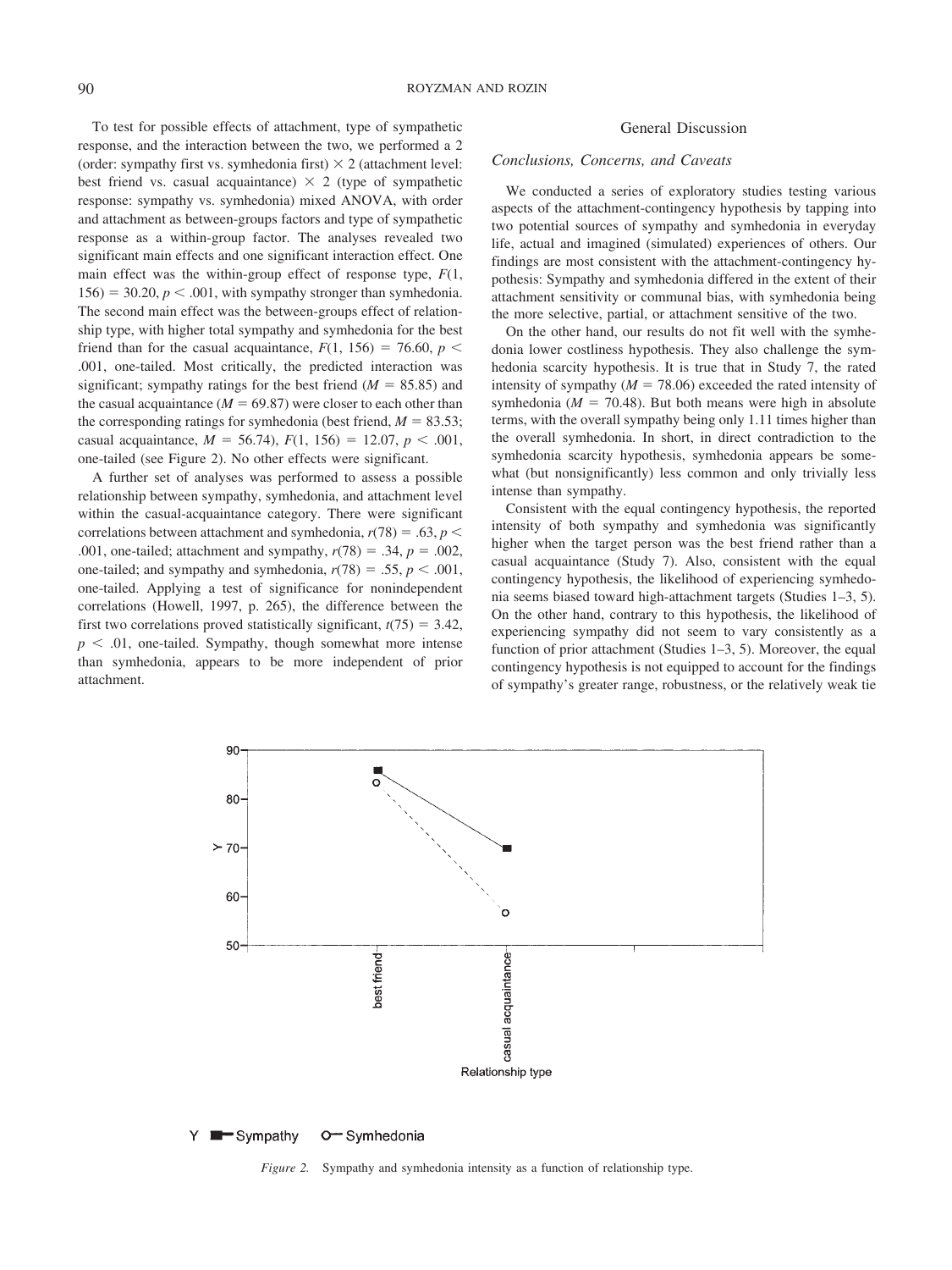To test for possible effects of attachment, type of sympathetic response, and the interaction between the two, we performed a 2 (order: sympathy first vs. symhedonia first) × 2 (attachment level: best friend vs. casual acquaintance) × 2 (type of sympathetic response: sympathy vs. symhedonia) mixed ANOVA, with order and attachment as between-groups factors and type of sympathetic response as a within-group factor. The analyses revealed two significant main effects and one significant interaction effect. One main effect was the within-group effect of response type, $F(1, 156) = 30.20$, $p < .001$, with sympathy stronger than symhedonia. The second main effect was the between-groups effect of relationship type, with higher total sympathy and symhedonia for the best friend than for the casual acquaintance, $F(1, 156) = 76.60$, $p < .001$, one-tailed. Most critically, the predicted interaction was significant; sympathy ratings for the best friend ($M = 85.85$) and the casual acquaintance ($M = 69.87$) were closer to each other than the corresponding ratings for symhedonia (best friend, $M = 83.53$; casual acquaintance, $M = 56.74$), $F(1, 156) = 12.07$, $p < .001$, one-tailed (see Figure 2). No other effects were significant.

A further set of analyses was performed to assess a possible relationship between sympathy, symhedonia, and attachment level within the casual-acquaintance category. There were significant correlations between attachment and symhedonia, $r(78) = .63$, $p < .001$, one-tailed; attachment and sympathy, $r(78) = .34$, $p = .002$, one-tailed; and sympathy and symhedonia, $r(78) = .55$, $p < .001$, one-tailed. Applying a test of significance for nonindependent correlations (Howell, 1997, p. 265), the difference between the first two correlations proved statistically significant, $t(75) = 3.42$, $p < .01$, one-tailed. Sympathy, though somewhat more intense than symhedonia, appears to be more independent of prior attachment.

## General Discussion

### Conclusions, Concerns, and Caveats

We conducted a series of exploratory studies testing various aspects of the attachment-contingency hypothesis by tapping into two potential sources of sympathy and symhedonia in everyday life, actual and imagined (simulated) experiences of others. Our findings are most consistent with the attachment-contingency hypothesis: Sympathy and symhedonia differed in the extent of their attachment sensitivity or communal bias, with symhedonia being the more selective, partial, or attachment sensitive of the two.

On the other hand, our results do not fit well with the symhedonia lower costliness hypothesis. They also challenge the symhedonia scarcity hypothesis. It is true that in Study 7, the rated intensity of sympathy ($M = 78.06$) exceeded the rated intensity of symhedonia ($M = 70.48$). But both means were high in absolute terms, with the overall sympathy being only 1.11 times higher than the overall symhedonia. In short, in direct contradiction to the symhedonia scarcity hypothesis, symhedonia appears be somewhat (but nonsignificantly) less common and only trivially less intense than sympathy.

Consistent with the equal contingency hypothesis, the reported intensity of both sympathy and symhedonia was significantly higher when the target person was the best friend rather than a casual acquaintance (Study 7). Also, consistent with the equal contingency hypothesis, the likelihood of experiencing symhedonia seems biased toward high-attachment targets (Studies 1–3, 5). On the other hand, contrary to this hypothesis, the likelihood of experiencing sympathy did not seem to vary consistently as a function of prior attachment (Studies 1–3, 5). Moreover, the equal contingency hypothesis is not equipped to account for the findings of sympathy's greater range, robustness, or the relatively weak tie

90
80
Y 70
60
50
best friend
casual acquaintance
Relationship type
Y Sympathy Symhedonia

*Figure 2.* Sympathy and symhedonia intensity as a function of relationship type.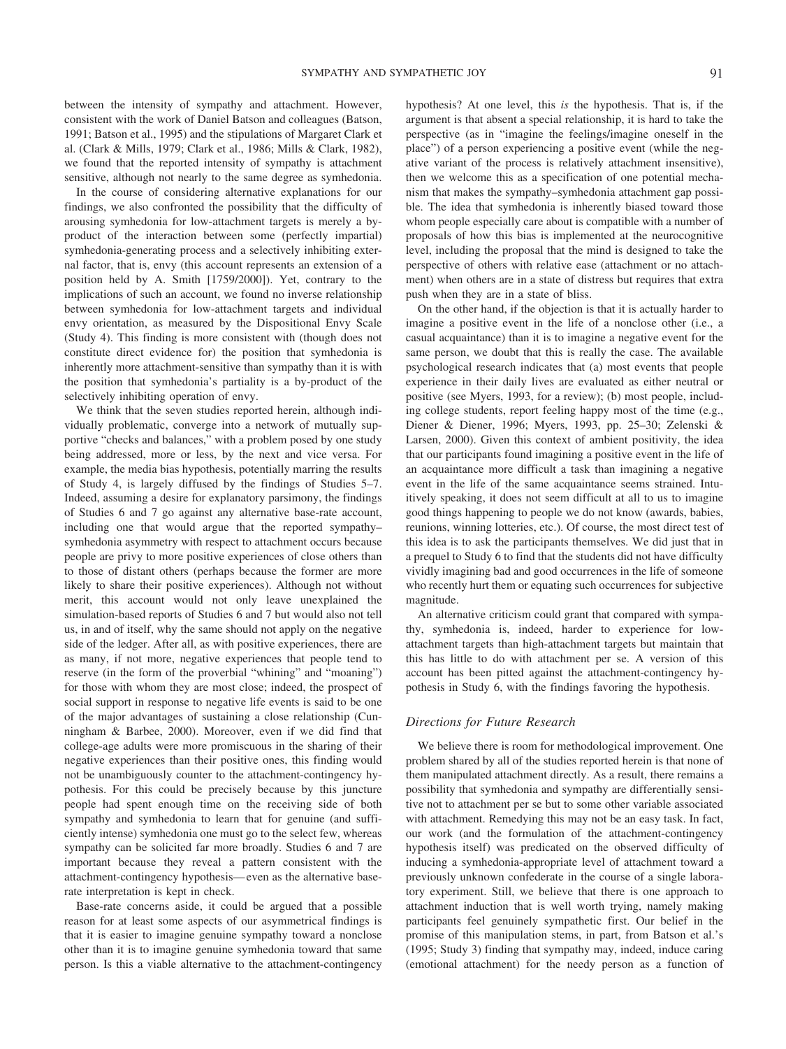between the intensity of sympathy and attachment. However, consistent with the work of Daniel Batson and colleagues (Batson, 1991; Batson et al., 1995) and the stipulations of Margaret Clark et al. (Clark & Mills, 1979; Clark et al., 1986; Mills & Clark, 1982), we found that the reported intensity of sympathy is attachment sensitive, although not nearly to the same degree as symhedonia.

In the course of considering alternative explanations for our findings, we also confronted the possibility that the difficulty of arousing symhedonia for low-attachment targets is merely a by-product of the interaction between some (perfectly impartial) symhedonia-generating process and a selectively inhibiting external factor, that is, envy (this account represents an extension of a position held by A. Smith [1759/2000]). Yet, contrary to the implications of such an account, we found no inverse relationship between symhedonia for low-attachment targets and individual envy orientation, as measured by the Dispositional Envy Scale (Study 4). This finding is more consistent with (though does not constitute direct evidence for) the position that symhedonia is inherently more attachment-sensitive than sympathy than it is with the position that symhedonia's partiality is a by-product of the selectively inhibiting operation of envy.

We think that the seven studies reported herein, although individually problematic, converge into a network of mutually supportive "checks and balances," with a problem posed by one study being addressed, more or less, by the next and vice versa. For example, the media bias hypothesis, potentially marring the results of Study 4, is largely diffused by the findings of Studies 5–7. Indeed, assuming a desire for explanatory parsimony, the findings of Studies 6 and 7 go against any alternative base-rate account, including one that would argue that the reported sympathy–symhedonia asymmetry with respect to attachment occurs because people are privy to more positive experiences of close others than to those of distant others (perhaps because the former are more likely to share their positive experiences). Although not without merit, this account would not only leave unexplained the simulation-based reports of Studies 6 and 7 but would also not tell us, in and of itself, why the same should not apply on the negative side of the ledger. After all, as with positive experiences, there are as many, if not more, negative experiences that people tend to reserve (in the form of the proverbial "whining" and "moaning") for those with whom they are most close; indeed, the prospect of social support in response to negative life events is said to be one of the major advantages of sustaining a close relationship (Cunningham & Barbee, 2000). Moreover, even if we did find that college-age adults were more promiscuous in the sharing of their negative experiences than their positive ones, this finding would not be unambiguously counter to the attachment-contingency hypothesis. For this could be precisely because by this juncture people had spent enough time on the receiving side of both sympathy and symhedonia to learn that for genuine (and sufficiently intense) symhedonia one must go to the select few, whereas sympathy can be solicited far more broadly. Studies 6 and 7 are important because they reveal a pattern consistent with the attachment-contingency hypothesis—even as the alternative base-rate interpretation is kept in check.

Base-rate concerns aside, it could be argued that a possible reason for at least some aspects of our asymmetrical findings is that it is easier to imagine genuine sympathy toward a nonclose other than it is to imagine genuine symhedonia toward that same person. Is this a viable alternative to the attachment-contingency hypothesis? At one level, this *is* the hypothesis. That is, if the argument is that absent a special relationship, it is hard to take the perspective (as in "imagine the feelings/imagine oneself in the place") of a person experiencing a positive event (while the negative variant of the process is relatively attachment insensitive), then we welcome this as a specification of one potential mechanism that makes the sympathy–symhedonia attachment gap possible. The idea that symhedonia is inherently biased toward those whom people especially care about is compatible with a number of proposals of how this bias is implemented at the neurocognitive level, including the proposal that the mind is designed to take the perspective of others with relative ease (attachment or no attachment) when others are in a state of distress but requires that extra push when they are in a state of bliss.

On the other hand, if the objection is that it is actually harder to imagine a positive event in the life of a nonclose other (i.e., a casual acquaintance) than it is to imagine a negative event for the same person, we doubt that this is really the case. The available psychological research indicates that (a) most events that people experience in their daily lives are evaluated as either neutral or positive (see Myers, 1993, for a review); (b) most people, including college students, report feeling happy most of the time (e.g., Diener & Diener, 1996; Myers, 1993, pp. 25–30; Zelenski & Larsen, 2000). Given this context of ambient positivity, the idea that our participants found imagining a positive event in the life of an acquaintance more difficult a task than imagining a negative event in the life of the same acquaintance seems strained. Intuitively speaking, it does not seem difficult at all to us to imagine good things happening to people we do not know (awards, babies, reunions, winning lotteries, etc.). Of course, the most direct test of this idea is to ask the participants themselves. We did just that in a prequel to Study 6 to find that the students did not have difficulty vividly imagining bad and good occurrences in the life of someone who recently hurt them or equating such occurrences for subjective magnitude.

An alternative criticism could grant that compared with sympathy, symhedonia is, indeed, harder to experience for low-attachment targets than high-attachment targets but maintain that this has little to do with attachment per se. A version of this account has been pitted against the attachment-contingency hypothesis in Study 6, with the findings favoring the hypothesis.

### *Directions for Future Research*

We believe there is room for methodological improvement. One problem shared by all of the studies reported herein is that none of them manipulated attachment directly. As a result, there remains a possibility that symhedonia and sympathy are differentially sensitive not to attachment per se but to some other variable associated with attachment. Remedying this may not be an easy task. In fact, our work (and the formulation of the attachment-contingency hypothesis itself) was predicated on the observed difficulty of inducing a symhedonia-appropriate level of attachment toward a previously unknown confederate in the course of a single laboratory experiment. Still, we believe that there is one approach to attachment induction that is well worth trying, namely making participants feel genuinely sympathetic first. Our belief in the promise of this manipulation stems, in part, from Batson et al.'s (1995; Study 3) finding that sympathy may, indeed, induce caring (emotional attachment) for the needy person as a function of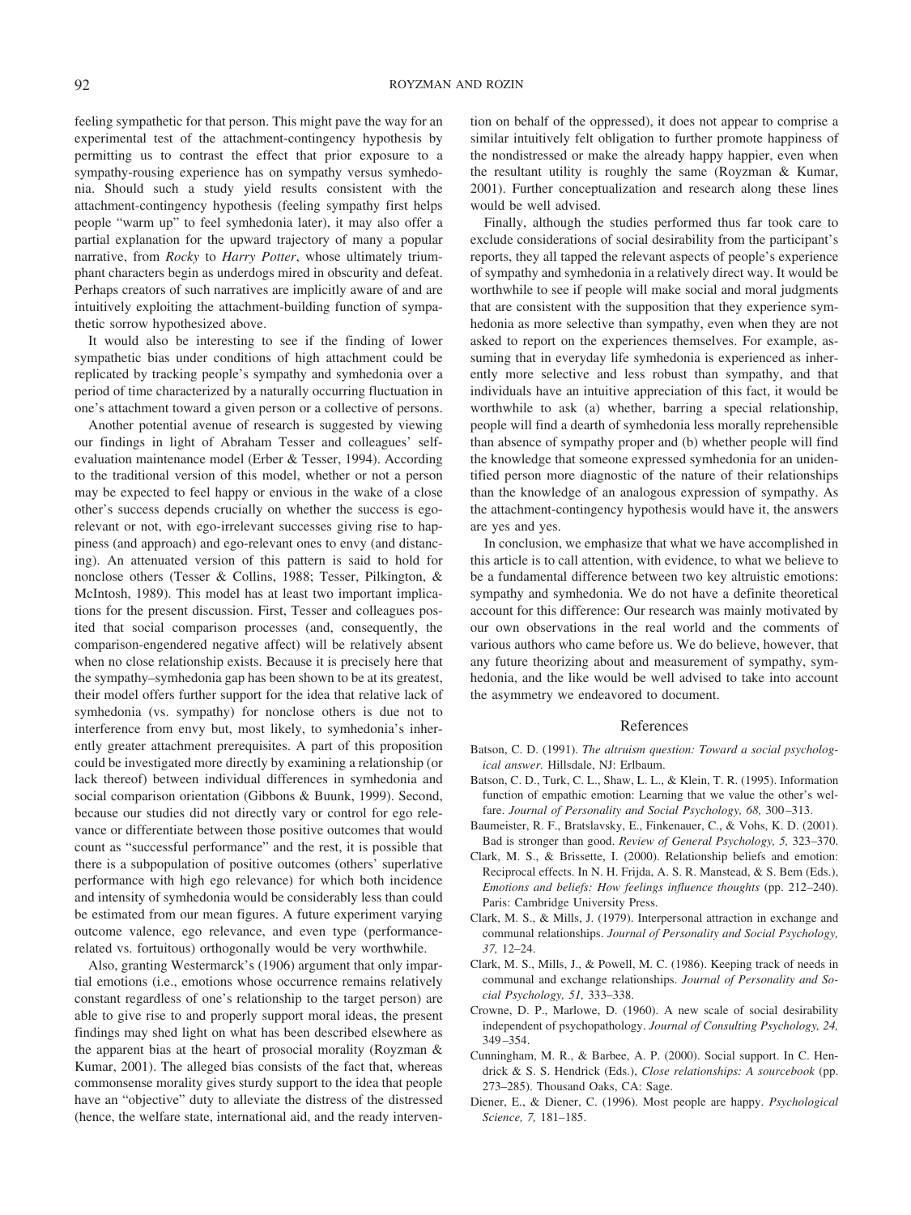feeling sympathetic for that person. This might pave the way for an experimental test of the attachment-contingency hypothesis by permitting us to contrast the effect that prior exposure to a sympathy-rousing experience has on sympathy versus symhedonia. Should such a study yield results consistent with the attachment-contingency hypothesis (feeling sympathy first helps people "warm up" to feel symhedonia later), it may also offer a partial explanation for the upward trajectory of many a popular narrative, from *Rocky* to *Harry Potter*, whose ultimately triumphant characters begin as underdogs mired in obscurity and defeat. Perhaps creators of such narratives are implicitly aware of and are intuitively exploiting the attachment-building function of sympathetic sorrow hypothesized above.

It would also be interesting to see if the finding of lower sympathetic bias under conditions of high attachment could be replicated by tracking people's sympathy and symhedonia over a period of time characterized by a naturally occurring fluctuation in one's attachment toward a given person or a collective of persons.

Another potential avenue of research is suggested by viewing our findings in light of Abraham Tesser and colleagues' self-evaluation maintenance model (Erber & Tesser, 1994). According to the traditional version of this model, whether or not a person may be expected to feel happy or envious in the wake of a close other's success depends crucially on whether the success is ego-relevant or not, with ego-irrelevant successes giving rise to happiness (and approach) and ego-relevant ones to envy (and distancing). An attenuated version of this pattern is said to hold for nonclose others (Tesser & Collins, 1988; Tesser, Pilkington, & McIntosh, 1989). This model has at least two important implications for the present discussion. First, Tesser and colleagues posited that social comparison processes (and, consequently, the comparison-engendered negative affect) will be relatively absent when no close relationship exists. Because it is precisely here that the sympathy–symhedonia gap has been shown to be at its greatest, their model offers further support for the idea that relative lack of symhedonia (vs. sympathy) for nonclose others is due not to interference from envy but, most likely, to symhedonia's inherently greater attachment prerequisites. A part of this proposition could be investigated more directly by examining a relationship (or lack thereof) between individual differences in symhedonia and social comparison orientation (Gibbons & Buunk, 1999). Second, because our studies did not directly vary or control for ego relevance or differentiate between those positive outcomes that would count as "successful performance" and the rest, it is possible that there is a subpopulation of positive outcomes (others' superlative performance with high ego relevance) for which both incidence and intensity of symhedonia would be considerably less than could be estimated from our mean figures. A future experiment varying outcome valence, ego relevance, and even type (performance-related vs. fortuitous) orthogonally would be very worthwhile.

Also, granting Westermarck's (1906) argument that only impartial emotions (i.e., emotions whose occurrence remains relatively constant regardless of one's relationship to the target person) are able to give rise to and properly support moral ideas, the present findings may shed light on what has been described elsewhere as the apparent bias at the heart of prosocial morality (Royzman & Kumar, 2001). The alleged bias consists of the fact that, whereas commonsense morality gives sturdy support to the idea that people have an "objective" duty to alleviate the distress of the distressed (hence, the welfare state, international aid, and the ready intervention on behalf of the oppressed), it does not appear to comprise a similar intuitively felt obligation to further promote happiness of the nondistressed or make the already happy happier, even when the resultant utility is roughly the same (Royzman & Kumar, 2001). Further conceptualization and research along these lines would be well advised.

Finally, although the studies performed thus far took care to exclude considerations of social desirability from the participant's reports, they all tapped the relevant aspects of people's experience of sympathy and symhedonia in a relatively direct way. It would be worthwhile to see if people will make social and moral judgments that are consistent with the supposition that they experience symhedonia as more selective than sympathy, even when they are not asked to report on the experiences themselves. For example, assuming that in everyday life symhedonia is experienced as inherently more selective and less robust than sympathy, and that individuals have an intuitive appreciation of this fact, it would be worthwhile to ask (a) whether, barring a special relationship, people will find a dearth of symhedonia less morally reprehensible than absence of sympathy proper and (b) whether people will find the knowledge that someone expressed symhedonia for an unidentified person more diagnostic of the nature of their relationships than the knowledge of an analogous expression of sympathy. As the attachment-contingency hypothesis would have it, the answers are yes and yes.

In conclusion, we emphasize that what we have accomplished in this article is to call attention, with evidence, to what we believe to be a fundamental difference between two key altruistic emotions: sympathy and symhedonia. We do not have a definite theoretical account for this difference: Our research was mainly motivated by our own observations in the real world and the comments of various authors who came before us. We do believe, however, that any future theorizing about and measurement of sympathy, symhedonia, and the like would be well advised to take into account the asymmetry we endeavored to document.

## References

Batson, C. D. (1991). *The altruism question: Toward a social psychological answer.* Hillsdale, NJ: Erlbaum.

Batson, C. D., Turk, C. L., Shaw, L. L., & Klein, T. R. (1995). Information function of empathic emotion: Learning that we value the other's welfare. *Journal of Personality and Social Psychology, 68,* 300–313.

Baumeister, R. F., Bratslavsky, E., Finkenauer, C., & Vohs, K. D. (2001). Bad is stronger than good. *Review of General Psychology, 5,* 323–370.

Clark, M. S., & Brissette, I. (2000). Relationship beliefs and emotion: Reciprocal effects. In N. H. Frijda, A. S. R. Manstead, & S. Bem (Eds.), *Emotions and beliefs: How feelings influence thoughts* (pp. 212–240). Paris: Cambridge University Press.

Clark, M. S., & Mills, J. (1979). Interpersonal attraction in exchange and communal relationships. *Journal of Personality and Social Psychology, 37,* 12–24.

Clark, M. S., Mills, J., & Powell, M. C. (1986). Keeping track of needs in communal and exchange relationships. *Journal of Personality and Social Psychology, 51,* 333–338.

Crowne, D. P., Marlowe, D. (1960). A new scale of social desirability independent of psychopathology. *Journal of Consulting Psychology, 24,* 349–354.

Cunningham, M. R., & Barbee, A. P. (2000). Social support. In C. Hendrick & S. S. Hendrick (Eds.), *Close relationships: A sourcebook* (pp. 273–285). Thousand Oaks, CA: Sage.

Diener, E., & Diener, C. (1996). Most people are happy. *Psychological Science, 7,* 181–185.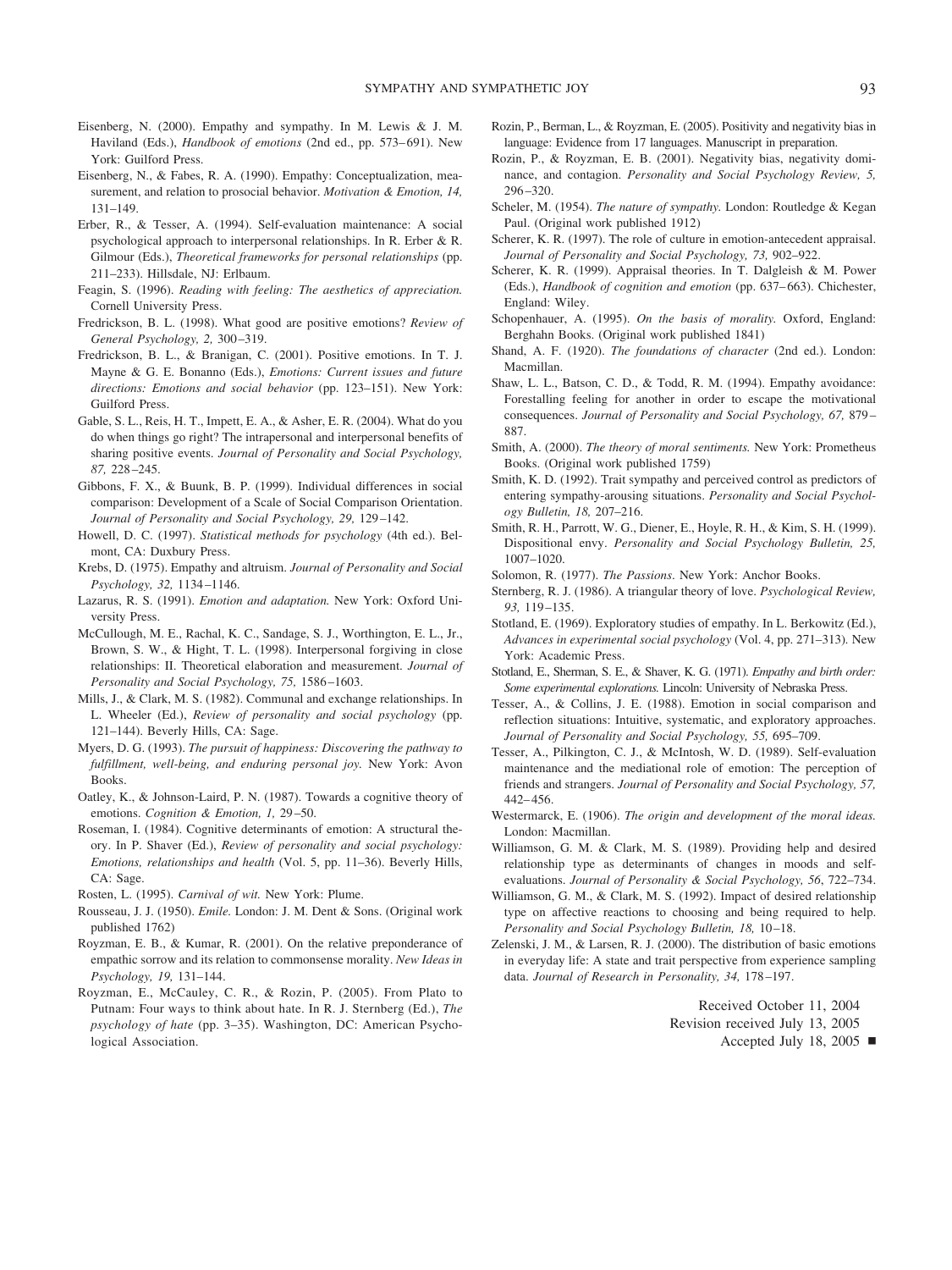Eisenberg, N. (2000). Empathy and sympathy. In M. Lewis & J. M. Haviland (Eds.), *Handbook of emotions* (2nd ed., pp. 573–691). New York: Guilford Press.

Eisenberg, N., & Fabes, R. A. (1990). Empathy: Conceptualization, measurement, and relation to prosocial behavior. *Motivation & Emotion, 14,* 131–149.

Erber, R., & Tesser, A. (1994). Self-evaluation maintenance: A social psychological approach to interpersonal relationships. In R. Erber & R. Gilmour (Eds.), *Theoretical frameworks for personal relationships* (pp. 211–233). Hillsdale, NJ: Erlbaum.

Feagin, S. (1996). *Reading with feeling: The aesthetics of appreciation.* Cornell University Press.

Fredrickson, B. L. (1998). What good are positive emotions? *Review of General Psychology, 2,* 300–319.

Fredrickson, B. L., & Branigan, C. (2001). Positive emotions. In T. J. Mayne & G. E. Bonanno (Eds.), *Emotions: Current issues and future directions: Emotions and social behavior* (pp. 123–151). New York: Guilford Press.

Gable, S. L., Reis, H. T., Impett, E. A., & Asher, E. R. (2004). What do you do when things go right? The intrapersonal and interpersonal benefits of sharing positive events. *Journal of Personality and Social Psychology, 87,* 228–245.

Gibbons, F. X., & Buunk, B. P. (1999). Individual differences in social comparison: Development of a Scale of Social Comparison Orientation. *Journal of Personality and Social Psychology, 29,* 129–142.

Howell, D. C. (1997). *Statistical methods for psychology* (4th ed.). Belmont, CA: Duxbury Press.

Krebs, D. (1975). Empathy and altruism. *Journal of Personality and Social Psychology, 32,* 1134–1146.

Lazarus, R. S. (1991). *Emotion and adaptation.* New York: Oxford University Press.

McCullough, M. E., Rachal, K. C., Sandage, S. J., Worthington, E. L., Jr., Brown, S. W., & Hight, T. L. (1998). Interpersonal forgiving in close relationships: II. Theoretical elaboration and measurement. *Journal of Personality and Social Psychology, 75,* 1586–1603.

Mills, J., & Clark, M. S. (1982). Communal and exchange relationships. In L. Wheeler (Ed.), *Review of personality and social psychology* (pp. 121–144). Beverly Hills, CA: Sage.

Myers, D. G. (1993). *The pursuit of happiness: Discovering the pathway to fulfillment, well-being, and enduring personal joy.* New York: Avon Books.

Oatley, K., & Johnson-Laird, P. N. (1987). Towards a cognitive theory of emotions. *Cognition & Emotion, 1,* 29–50.

Roseman, I. (1984). Cognitive determinants of emotion: A structural theory. In P. Shaver (Ed.), *Review of personality and social psychology: Emotions, relationships and health* (Vol. 5, pp. 11–36). Beverly Hills, CA: Sage.

Rosten, L. (1995). *Carnival of wit.* New York: Plume.

Rousseau, J. J. (1950). *Emile.* London: J. M. Dent & Sons. (Original work published 1762)

Royzman, E. B., & Kumar, R. (2001). On the relative preponderance of empathic sorrow and its relation to commonsense morality. *New Ideas in Psychology, 19,* 131–144.

Royzman, E., McCauley, C. R., & Rozin, P. (2005). From Plato to Putnam: Four ways to think about hate. In R. J. Sternberg (Ed.), *The psychology of hate* (pp. 3–35). Washington, DC: American Psychological Association.

Rozin, P., Berman, L., & Royzman, E. (2005). Positivity and negativity bias in language: Evidence from 17 languages. Manuscript in preparation.

Rozin, P., & Royzman, E. B. (2001). Negativity bias, negativity dominance, and contagion. *Personality and Social Psychology Review, 5,* 296–320.

Scheler, M. (1954). *The nature of sympathy.* London: Routledge & Kegan Paul. (Original work published 1912)

Scherer, K. R. (1997). The role of culture in emotion-antecedent appraisal. *Journal of Personality and Social Psychology, 73,* 902–922.

Scherer, K. R. (1999). Appraisal theories. In T. Dalgleish & M. Power (Eds.), *Handbook of cognition and emotion* (pp. 637–663). Chichester, England: Wiley.

Schopenhauer, A. (1995). *On the basis of morality.* Oxford, England: Berghahn Books. (Original work published 1841)

Shand, A. F. (1920). *The foundations of character* (2nd ed.). London: Macmillan.

Shaw, L. L., Batson, C. D., & Todd, R. M. (1994). Empathy avoidance: Forestalling feeling for another in order to escape the motivational consequences. *Journal of Personality and Social Psychology, 67,* 879–887.

Smith, A. (2000). *The theory of moral sentiments.* New York: Prometheus Books. (Original work published 1759)

Smith, K. D. (1992). Trait sympathy and perceived control as predictors of entering sympathy-arousing situations. *Personality and Social Psychology Bulletin, 18,* 207–216.

Smith, R. H., Parrott, W. G., Diener, E., Hoyle, R. H., & Kim, S. H. (1999). Dispositional envy. *Personality and Social Psychology Bulletin, 25,* 1007–1020.

Solomon, R. (1977). *The Passions*. New York: Anchor Books.

Sternberg, R. J. (1986). A triangular theory of love. *Psychological Review, 93,* 119–135.

Stotland, E. (1969). Exploratory studies of empathy. In L. Berkowitz (Ed.), *Advances in experimental social psychology* (Vol. 4, pp. 271–313). New York: Academic Press.

Stotland, E., Sherman, S. E., & Shaver, K. G. (1971). *Empathy and birth order: Some experimental explorations.* Lincoln: University of Nebraska Press.

Tesser, A., & Collins, J. E. (1988). Emotion in social comparison and reflection situations: Intuitive, systematic, and exploratory approaches. *Journal of Personality and Social Psychology, 55,* 695–709.

Tesser, A., Pilkington, C. J., & McIntosh, W. D. (1989). Self-evaluation maintenance and the mediational role of emotion: The perception of friends and strangers. *Journal of Personality and Social Psychology, 57,* 442–456.

Westermarck, E. (1906). *The origin and development of the moral ideas.* London: Macmillan.

Williamson, G. M. & Clark, M. S. (1989). Providing help and desired relationship type as determinants of changes in moods and self-evaluations. *Journal of Personality & Social Psychology, 56*, 722–734.

Williamson, G. M., & Clark, M. S. (1992). Impact of desired relationship type on affective reactions to choosing and being required to help. *Personality and Social Psychology Bulletin, 18,* 10–18.

Zelenski, J. M., & Larsen, R. J. (2000). The distribution of basic emotions in everyday life: A state and trait perspective from experience sampling data. *Journal of Research in Personality, 34,* 178–197.

Received October 11, 2004
Revision received July 13, 2005
Accepted July 18, 2005 ■